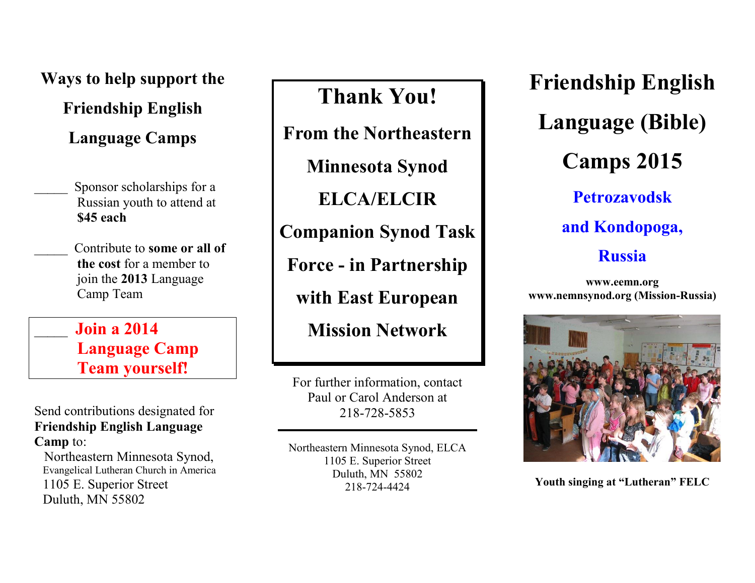## Ways to help support the Friendship English Language Camps

_____ Sponsor scholarships for a Russian youth to attend at **$45 each**

_____ Contribute to **some or all of the cost** for a member to join the **2013** Language Camp Team

_____ **Join a 2014 Language Camp Team yourself!**

Send contributions designated for **Friendship English Language Camp** to:

Northeastern Minnesota Synod,
Evangelical Lutheran Church in America
1105 E. Superior Street
Duluth, MN 55802

# Thank You!

## From the Northeastern Minnesota Synod ELCA/ELCIR Companion Synod Task Force - in Partnership with East European Mission Network

For further information, contact
Paul or Carol Anderson at
218-728-5853

Northeastern Minnesota Synod, ELCA
1105 E. Superior Street
Duluth, MN 55802
218-724-4424

# Friendship English Language (Bible) Camps 2015

## Petrozavodsk and Kondopoga, Russia

**www.eemn.org**
**www.nemnsynod.org (Mission-Russia)**

**Youth singing at "Lutheran" FELC**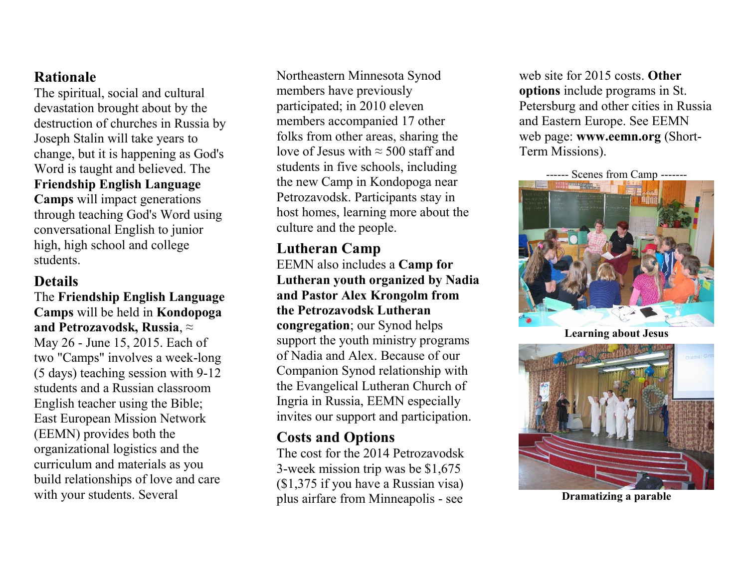## Rationale

The spiritual, social and cultural devastation brought about by the destruction of churches in Russia by Joseph Stalin will take years to change, but it is happening as God's Word is taught and believed. The **Friendship English Language Camps** will impact generations through teaching God's Word using conversational English to junior high, high school and college students.

## Details

The **Friendship English Language Camps** will be held in **Kondopoga and Petrozavodsk, Russia**, ≈ May 26 - June 15, 2015. Each of two "Camps" involves a week-long (5 days) teaching session with 9-12 students and a Russian classroom English teacher using the Bible; East European Mission Network (EEMN) provides both the organizational logistics and the curriculum and materials as you build relationships of love and care with your students. Several Northeastern Minnesota Synod members have previously participated; in 2010 eleven members accompanied 17 other folks from other areas, sharing the love of Jesus with ≈ 500 staff and students in five schools, including the new Camp in Kondopoga near Petrozavodsk. Participants stay in host homes, learning more about the culture and the people.

## Lutheran Camp

EEMN also includes a **Camp for Lutheran youth organized by Nadia and Pastor Alex Krongolm from the Petrozavodsk Lutheran congregation**; our Synod helps support the youth ministry programs of Nadia and Alex. Because of our Companion Synod relationship with the Evangelical Lutheran Church of Ingria in Russia, EEMN especially invites our support and participation.

## Costs and Options

The cost for the 2014 Petrozavodsk 3-week mission trip was be $1,675 ($1,375 if you have a Russian visa) plus airfare from Minneapolis - see web site for 2015 costs. **Other options** include programs in St. Petersburg and other cities in Russia and Eastern Europe. See EEMN web page: **www.eemn.org** (Short-Term Missions).

------ Scenes from Camp -------

**Learning about Jesus**

**Dramatizing a parable**